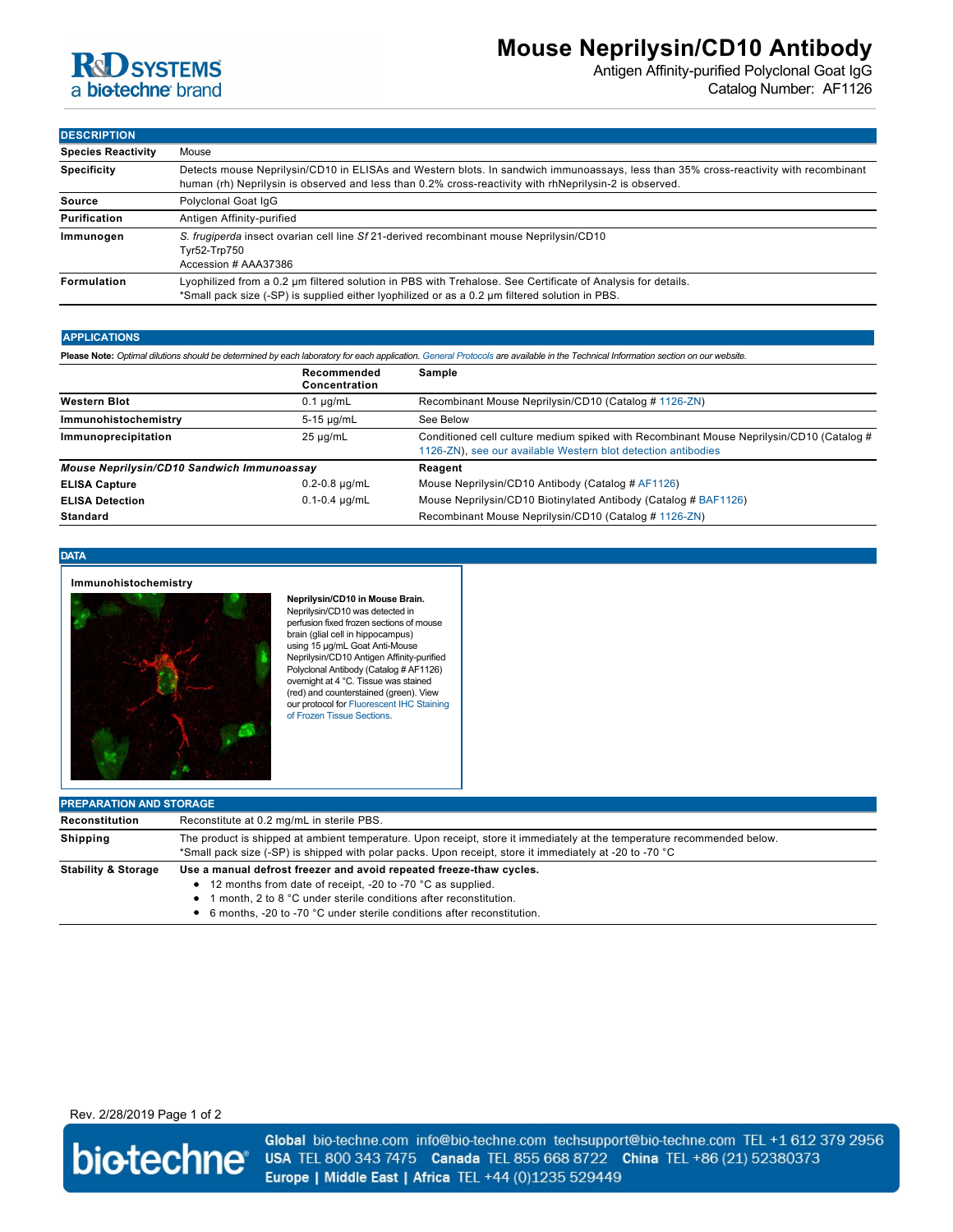# Mouse Neprilysin/CD10 Antibody

Antigen Affinity-purified Polyclonal Goat IgG

Catalog Number: AF1126

## DESCRIPTION

| | |
|---|---|
| **Species Reactivity** | Mouse |
| **Specificity** | Detects mouse Neprilysin/CD10 in ELISAs and Western blots. In sandwich immunoassays, less than 35% cross-reactivity with recombinant human (rh) Neprilysin is observed and less than 0.2% cross-reactivity with rhNeprilysin-2 is observed. |
| **Source** | Polyclonal Goat IgG |
| **Purification** | Antigen Affinity-purified |
| **Immunogen** | *S. frugiperda* insect ovarian cell line *Sf* 21-derived recombinant mouse Neprilysin/CD10<br>Tyr52-Trp750<br>Accession # AAA37386 |
| **Formulation** | Lyophilized from a 0.2 μm filtered solution in PBS with Trehalose. See Certificate of Analysis for details.<br>*Small pack size (-SP) is supplied either lyophilized or as a 0.2 μm filtered solution in PBS. |

## APPLICATIONS

**Please Note:** *Optimal dilutions should be determined by each laboratory for each application.* General Protocols *are available in the Technical Information section on our website.*

| | Recommended Concentration | Sample |
|---|---|---|
| **Western Blot** | 0.1 µg/mL | Recombinant Mouse Neprilysin/CD10 (Catalog # 1126-ZN) |
| **Immunohistochemistry** | 5-15 µg/mL | See Below |
| **Immunoprecipitation** | 25 µg/mL | Conditioned cell culture medium spiked with Recombinant Mouse Neprilysin/CD10 (Catalog # 1126-ZN), see our available Western blot detection antibodies |
| ***Mouse Neprilysin/CD10 Sandwich Immunoassay*** | | **Reagent** |
| **ELISA Capture** | 0.2-0.8 µg/mL | Mouse Neprilysin/CD10 Antibody (Catalog # AF1126) |
| **ELISA Detection** | 0.1-0.4 µg/mL | Mouse Neprilysin/CD10 Biotinylated Antibody (Catalog # BAF1126) |
| **Standard** | | Recombinant Mouse Neprilysin/CD10 (Catalog # 1126-ZN) |

## DATA

### Immunohistochemistry

**Neprilysin/CD10 in Mouse Brain.** Neprilysin/CD10 was detected in perfusion fixed frozen sections of mouse brain (glial cell in hippocampus) using 15 µg/mL Goat Anti-Mouse Neprilysin/CD10 Antigen Affinity-purified Polyclonal Antibody (Catalog # AF1126) overnight at 4 °C. Tissue was stained (red) and counterstained (green). View our protocol for Fluorescent IHC Staining of Frozen Tissue Sections.

## PREPARATION AND STORAGE

| | |
|---|---|
| **Reconstitution** | Reconstitute at 0.2 mg/mL in sterile PBS. |
| **Shipping** | The product is shipped at ambient temperature. Upon receipt, store it immediately at the temperature recommended below.<br>*Small pack size (-SP) is shipped with polar packs. Upon receipt, store it immediately at -20 to -70 °C |
| **Stability & Storage** | **Use a manual defrost freezer and avoid repeated freeze-thaw cycles.**<br>• 12 months from date of receipt, -20 to -70 °C as supplied.<br>• 1 month, 2 to 8 °C under sterile conditions after reconstitution.<br>• 6 months, -20 to -70 °C under sterile conditions after reconstitution. |

Rev. 2/28/2019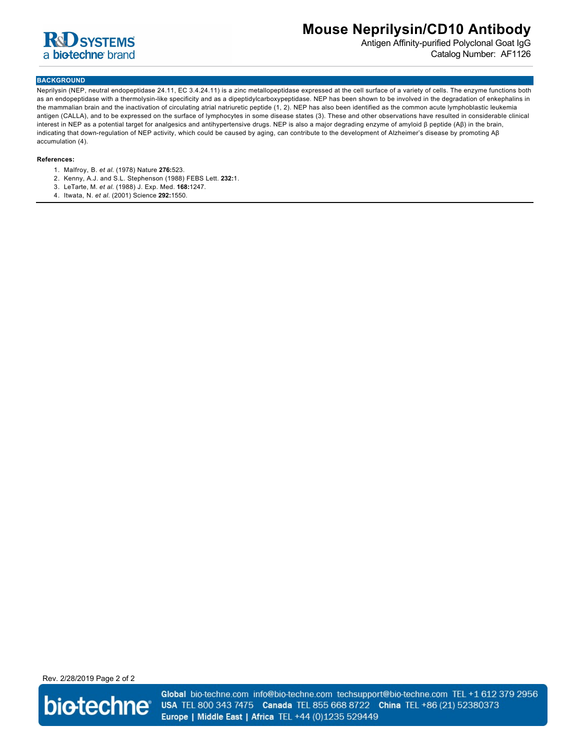## BACKGROUND

Neprilysin (NEP, neutral endopeptidase 24.11, EC 3.4.24.11) is a zinc metallopeptidase expressed at the cell surface of a variety of cells. The enzyme functions both as an endopeptidase with a thermolysin-like specificity and as a dipeptidylcarboxypeptidase. NEP has been shown to be involved in the degradation of enkephalins in the mammalian brain and the inactivation of circulating atrial natriuretic peptide (1, 2). NEP has also been identified as the common acute lymphoblastic leukemia antigen (CALLA), and to be expressed on the surface of lymphocytes in some disease states (3). These and other observations have resulted in considerable clinical interest in NEP as a potential target for analgesics and antihypertensive drugs. NEP is also a major degrading enzyme of amyloid β peptide (Aβ) in the brain, indicating that down-regulation of NEP activity, which could be caused by aging, can contribute to the development of Alzheimer's disease by promoting Aβ accumulation (4).

**References:**

1. Malfroy, B. *et al.* (1978) Nature **276:**523.
2. Kenny, A.J. and S.L. Stephenson (1988) FEBS Lett. **232:**1.
3. LeTarte, M. *et al.* (1988) J. Exp. Med. **168:**1247.
4. Itwata, N. *et al.* (2001) Science **292:**1550.

Rev. 2/28/2019

**Global** bio-techne.com info@bio-techne.com techsupport@bio-techne.com TEL +1 612 379 2956
**USA** TEL 800 343 7475 **Canada** TEL 855 668 8722 **China** TEL +86 (21) 52380373
**Europe | Middle East | Africa** TEL +44 (0)1235 529449